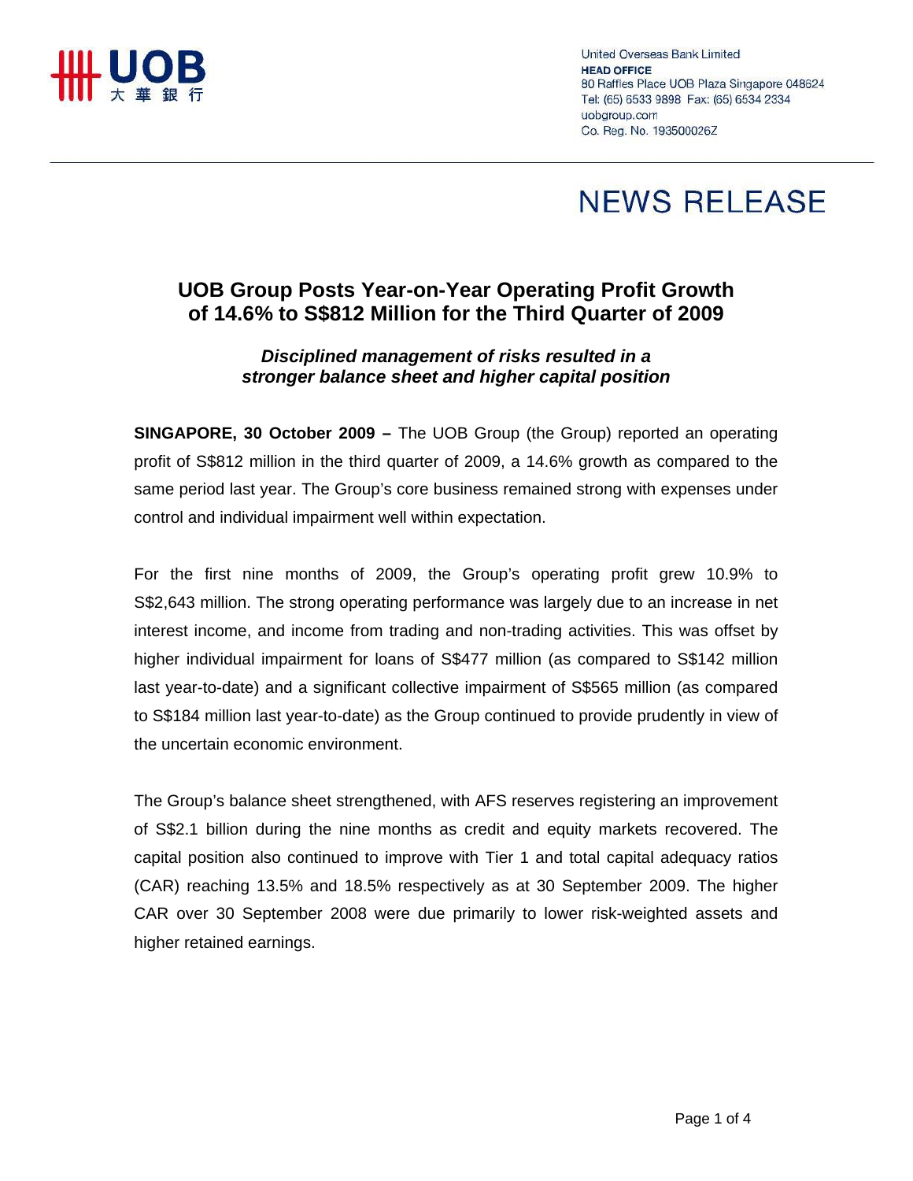United Overseas Bank Limited
**HEAD OFFICE**
80 Raffles Place UOB Plaza Singapore 048624
Tel: (65) 6533 9898 Fax: (65) 6534 2334
uobgroup.com
Co. Reg. No. 193500026Z

# NEWS RELEASE

## UOB Group Posts Year-on-Year Operating Profit Growth of 14.6% to S$812 Million for the Third Quarter of 2009

### *Disciplined management of risks resulted in a stronger balance sheet and higher capital position*

**SINGAPORE, 30 October 2009 –** The UOB Group (the Group) reported an operating profit of S$812 million in the third quarter of 2009, a 14.6% growth as compared to the same period last year. The Group's core business remained strong with expenses under control and individual impairment well within expectation.

For the first nine months of 2009, the Group's operating profit grew 10.9% to S$2,643 million. The strong operating performance was largely due to an increase in net interest income, and income from trading and non-trading activities. This was offset by higher individual impairment for loans of S$477 million (as compared to S$142 million last year-to-date) and a significant collective impairment of S$565 million (as compared to S$184 million last year-to-date) as the Group continued to provide prudently in view of the uncertain economic environment.

The Group's balance sheet strengthened, with AFS reserves registering an improvement of S$2.1 billion during the nine months as credit and equity markets recovered. The capital position also continued to improve with Tier 1 and total capital adequacy ratios (CAR) reaching 13.5% and 18.5% respectively as at 30 September 2009. The higher CAR over 30 September 2008 were due primarily to lower risk-weighted assets and higher retained earnings.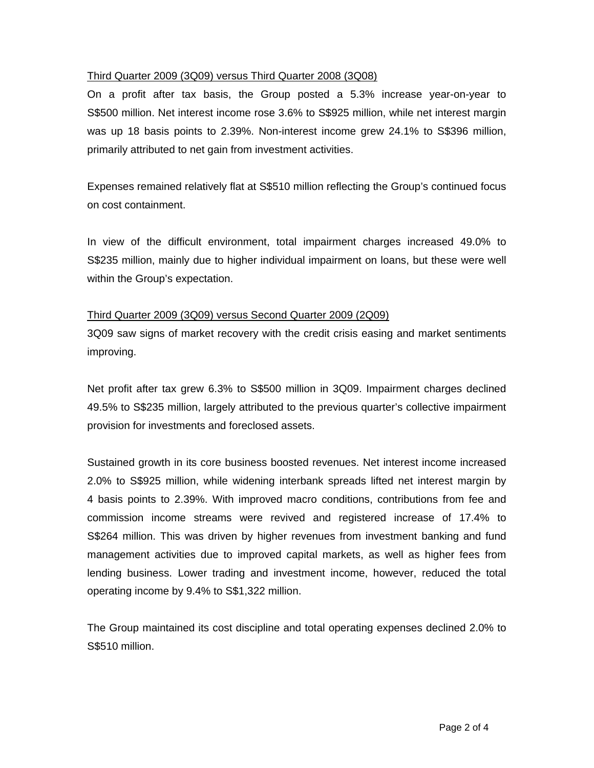Third Quarter 2009 (3Q09) versus Third Quarter 2008 (3Q08)

On a profit after tax basis, the Group posted a 5.3% increase year-on-year to S$500 million. Net interest income rose 3.6% to S$925 million, while net interest margin was up 18 basis points to 2.39%. Non-interest income grew 24.1% to S$396 million, primarily attributed to net gain from investment activities.

Expenses remained relatively flat at S$510 million reflecting the Group's continued focus on cost containment.

In view of the difficult environment, total impairment charges increased 49.0% to S$235 million, mainly due to higher individual impairment on loans, but these were well within the Group's expectation.

Third Quarter 2009 (3Q09) versus Second Quarter 2009 (2Q09)

3Q09 saw signs of market recovery with the credit crisis easing and market sentiments improving.

Net profit after tax grew 6.3% to S$500 million in 3Q09. Impairment charges declined 49.5% to S$235 million, largely attributed to the previous quarter's collective impairment provision for investments and foreclosed assets.

Sustained growth in its core business boosted revenues. Net interest income increased 2.0% to S$925 million, while widening interbank spreads lifted net interest margin by 4 basis points to 2.39%. With improved macro conditions, contributions from fee and commission income streams were revived and registered increase of 17.4% to S$264 million. This was driven by higher revenues from investment banking and fund management activities due to improved capital markets, as well as higher fees from lending business. Lower trading and investment income, however, reduced the total operating income by 9.4% to S$1,322 million.

The Group maintained its cost discipline and total operating expenses declined 2.0% to S$510 million.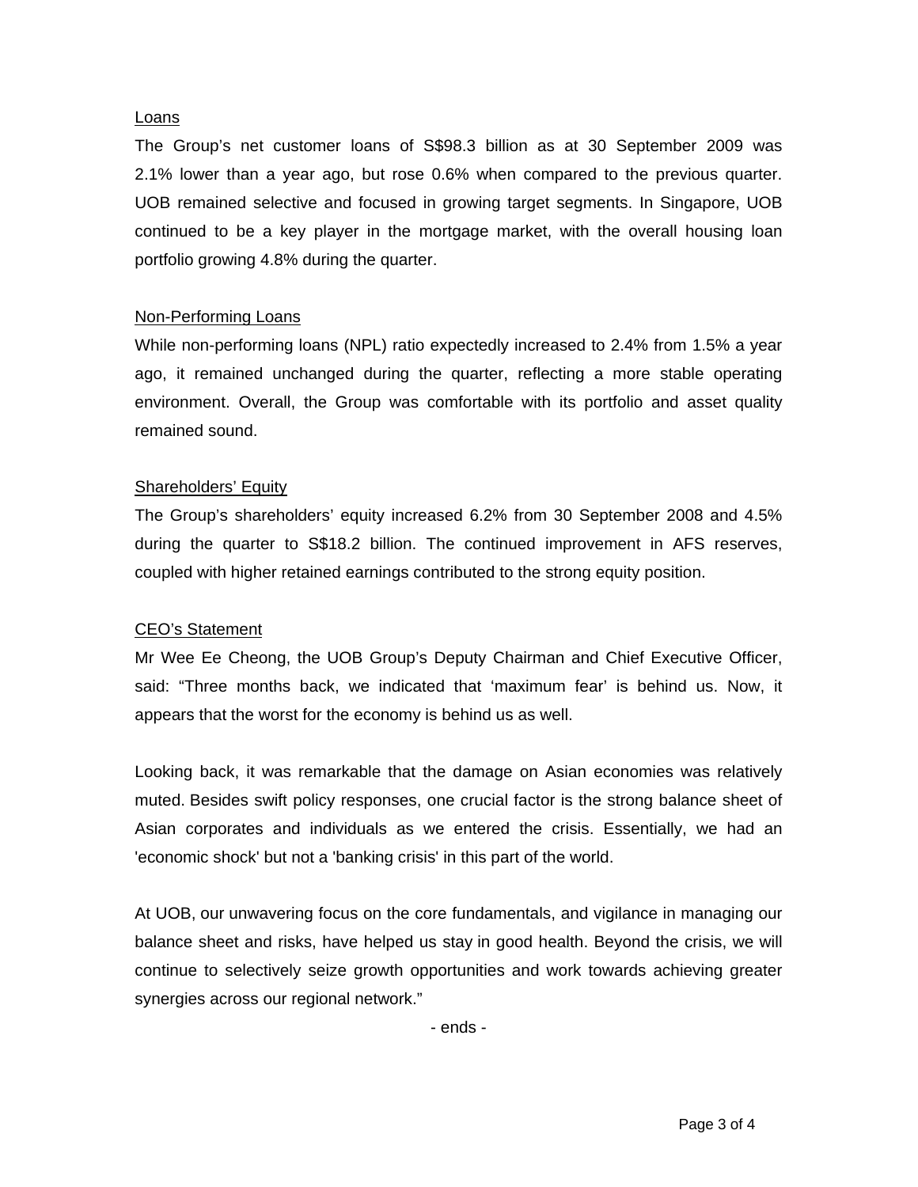### Loans

The Group's net customer loans of S$98.3 billion as at 30 September 2009 was 2.1% lower than a year ago, but rose 0.6% when compared to the previous quarter. UOB remained selective and focused in growing target segments. In Singapore, UOB continued to be a key player in the mortgage market, with the overall housing loan portfolio growing 4.8% during the quarter.

### Non-Performing Loans

While non-performing loans (NPL) ratio expectedly increased to 2.4% from 1.5% a year ago, it remained unchanged during the quarter, reflecting a more stable operating environment. Overall, the Group was comfortable with its portfolio and asset quality remained sound.

### Shareholders' Equity

The Group's shareholders' equity increased 6.2% from 30 September 2008 and 4.5% during the quarter to S$18.2 billion. The continued improvement in AFS reserves, coupled with higher retained earnings contributed to the strong equity position.

### CEO's Statement

Mr Wee Ee Cheong, the UOB Group's Deputy Chairman and Chief Executive Officer, said: "Three months back, we indicated that 'maximum fear' is behind us. Now, it appears that the worst for the economy is behind us as well.

Looking back, it was remarkable that the damage on Asian economies was relatively muted. Besides swift policy responses, one crucial factor is the strong balance sheet of Asian corporates and individuals as we entered the crisis. Essentially, we had an 'economic shock' but not a 'banking crisis' in this part of the world.

At UOB, our unwavering focus on the core fundamentals, and vigilance in managing our balance sheet and risks, have helped us stay in good health. Beyond the crisis, we will continue to selectively seize growth opportunities and work towards achieving greater synergies across our regional network."

- ends -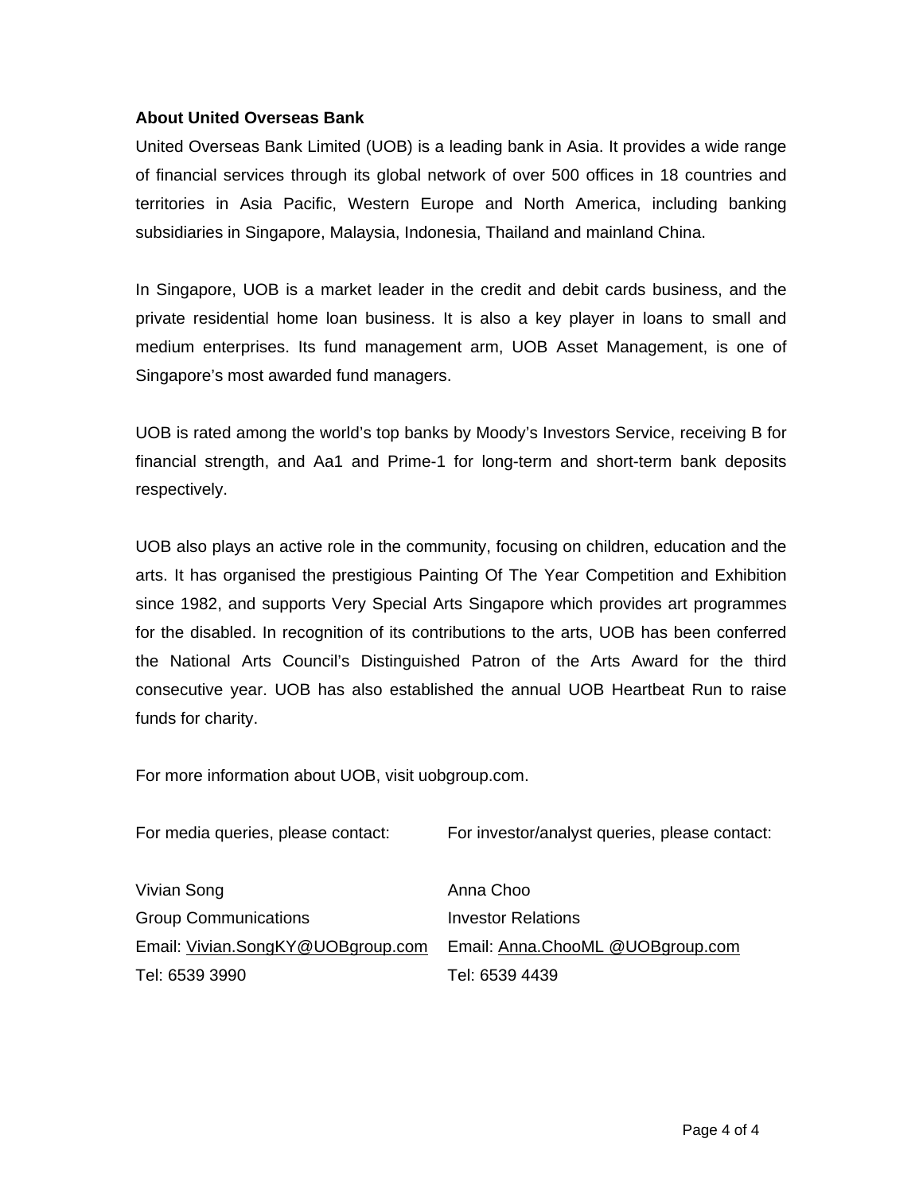**About United Overseas Bank**

United Overseas Bank Limited (UOB) is a leading bank in Asia. It provides a wide range of financial services through its global network of over 500 offices in 18 countries and territories in Asia Pacific, Western Europe and North America, including banking subsidiaries in Singapore, Malaysia, Indonesia, Thailand and mainland China.

In Singapore, UOB is a market leader in the credit and debit cards business, and the private residential home loan business. It is also a key player in loans to small and medium enterprises. Its fund management arm, UOB Asset Management, is one of Singapore's most awarded fund managers.

UOB is rated among the world's top banks by Moody's Investors Service, receiving B for financial strength, and Aa1 and Prime-1 for long-term and short-term bank deposits respectively.

UOB also plays an active role in the community, focusing on children, education and the arts. It has organised the prestigious Painting Of The Year Competition and Exhibition since 1982, and supports Very Special Arts Singapore which provides art programmes for the disabled. In recognition of its contributions to the arts, UOB has been conferred the National Arts Council's Distinguished Patron of the Arts Award for the third consecutive year. UOB has also established the annual UOB Heartbeat Run to raise funds for charity.

For more information about UOB, visit uobgroup.com.

For media queries, please contact:

Vivian Song
Group Communications
Email: Vivian.SongKY@UOBgroup.com
Tel: 6539 3990

For investor/analyst queries, please contact:

Anna Choo
Investor Relations
Email: Anna.ChooML @UOBgroup.com
Tel: 6539 4439